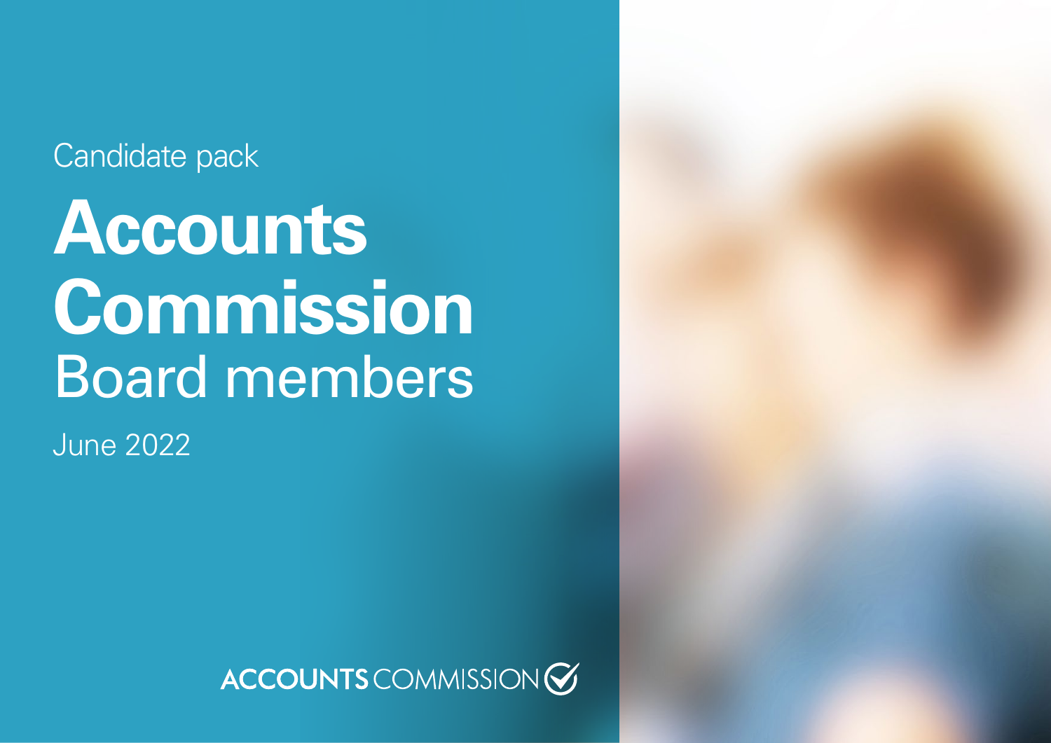Candidate pack

# Accounts Commission
## Board members

June 2022

ACCOUNTS COMMISSION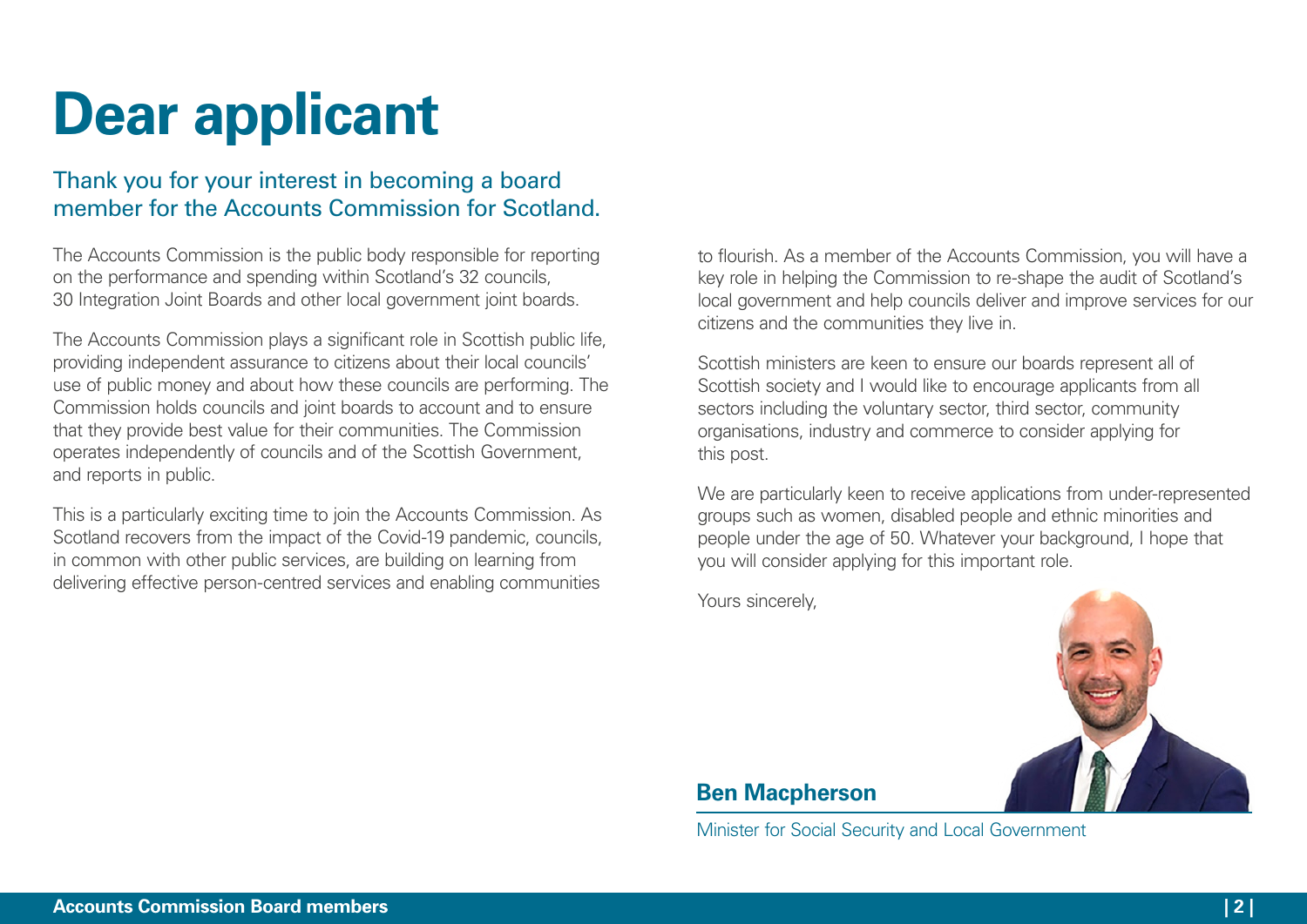# Dear applicant

## Thank you for your interest in becoming a board member for the Accounts Commission for Scotland.

The Accounts Commission is the public body responsible for reporting on the performance and spending within Scotland's 32 councils, 30 Integration Joint Boards and other local government joint boards.

The Accounts Commission plays a significant role in Scottish public life, providing independent assurance to citizens about their local councils' use of public money and about how these councils are performing. The Commission holds councils and joint boards to account and to ensure that they provide best value for their communities. The Commission operates independently of councils and of the Scottish Government, and reports in public.

This is a particularly exciting time to join the Accounts Commission. As Scotland recovers from the impact of the Covid-19 pandemic, councils, in common with other public services, are building on learning from delivering effective person-centred services and enabling communities to flourish. As a member of the Accounts Commission, you will have a key role in helping the Commission to re-shape the audit of Scotland's local government and help councils deliver and improve services for our citizens and the communities they live in.

Scottish ministers are keen to ensure our boards represent all of Scottish society and I would like to encourage applicants from all sectors including the voluntary sector, third sector, community organisations, industry and commerce to consider applying for this post.

We are particularly keen to receive applications from under-represented groups such as women, disabled people and ethnic minorities and people under the age of 50. Whatever your background, I hope that you will consider applying for this important role.

Yours sincerely,

**Ben Macpherson**

Minister for Social Security and Local Government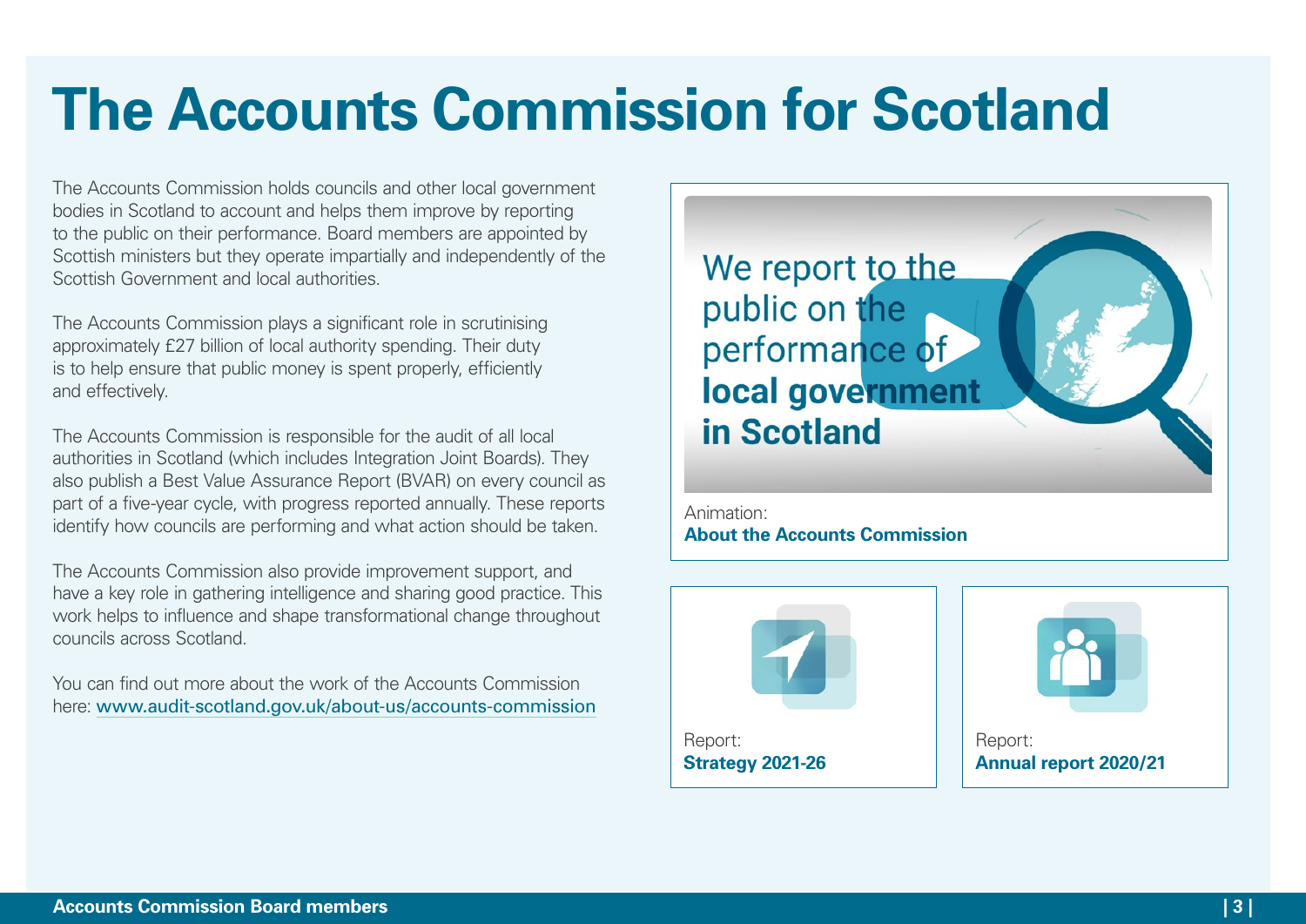# The Accounts Commission for Scotland

The Accounts Commission holds councils and other local government bodies in Scotland to account and helps them improve by reporting to the public on their performance. Board members are appointed by Scottish ministers but they operate impartially and independently of the Scottish Government and local authorities.

The Accounts Commission plays a significant role in scrutinising approximately £27 billion of local authority spending. Their duty is to help ensure that public money is spent properly, efficiently and effectively.

The Accounts Commission is responsible for the audit of all local authorities in Scotland (which includes Integration Joint Boards). They also publish a Best Value Assurance Report (BVAR) on every council as part of a five-year cycle, with progress reported annually. These reports identify how councils are performing and what action should be taken.

The Accounts Commission also provide improvement support, and have a key role in gathering intelligence and sharing good practice. This work helps to influence and shape transformational change throughout councils across Scotland.

You can find out more about the work of the Accounts Commission here: www.audit-scotland.gov.uk/about-us/accounts-commission

We report to the public on the performance of **local government in Scotland**

Animation:
**About the Accounts Commission**

Report:
**Strategy 2021-26**

Report:
**Annual report 2020/21**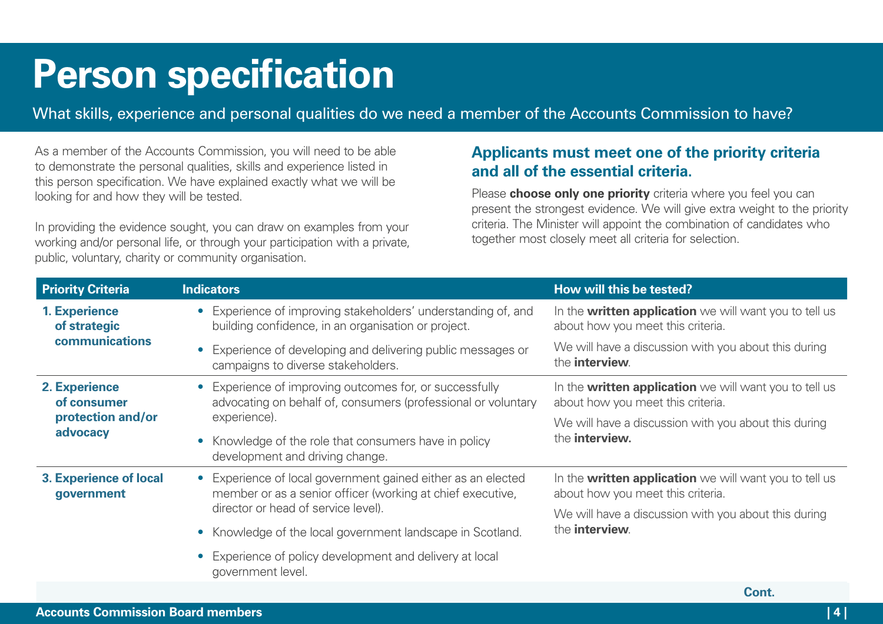# Person specification

What skills, experience and personal qualities do we need a member of the Accounts Commission to have?

As a member of the Accounts Commission, you will need to be able to demonstrate the personal qualities, skills and experience listed in this person specification. We have explained exactly what we will be looking for and how they will be tested.

In providing the evidence sought, you can draw on examples from your working and/or personal life, or through your participation with a private, public, voluntary, charity or community organisation.

## Applicants must meet one of the priority criteria and all of the essential criteria.

Please **choose only one priority** criteria where you feel you can present the strongest evidence. We will give extra weight to the priority criteria. The Minister will appoint the combination of candidates who together most closely meet all criteria for selection.

| Priority Criteria | Indicators | How will this be tested? |
|---|---|---|
| **1. Experience of strategic communications** | • Experience of improving stakeholders' understanding of, and building confidence, in an organisation or project.<br>• Experience of developing and delivering public messages or campaigns to diverse stakeholders. | In the **written application** we will want you to tell us about how you meet this criteria.<br>We will have a discussion with you about this during the **interview**. |
| **2. Experience of consumer protection and/or advocacy** | • Experience of improving outcomes for, or successfully advocating on behalf of, consumers (professional or voluntary experience).<br>• Knowledge of the role that consumers have in policy development and driving change. | In the **written application** we will want you to tell us about how you meet this criteria.<br>We will have a discussion with you about this during the **interview.** |
| **3. Experience of local government** | • Experience of local government gained either as an elected member or as a senior officer (working at chief executive, director or head of service level).<br>• Knowledge of the local government landscape in Scotland.<br>• Experience of policy development and delivery at local government level. | In the **written application** we will want you to tell us about how you meet this criteria.<br>We will have a discussion with you about this during the **interview**. |

**Cont.**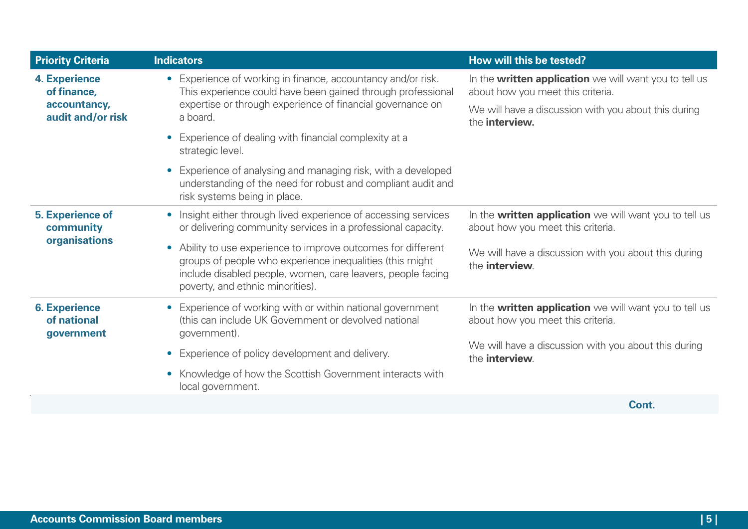| Priority Criteria | Indicators | How will this be tested? |
|---|---|---|
| **4. Experience of finance, accountancy, audit and/or risk** | • Experience of working in finance, accountancy and/or risk. This experience could have been gained through professional expertise or through experience of financial governance on a board.<br>• Experience of dealing with financial complexity at a strategic level.<br>• Experience of analysing and managing risk, with a developed understanding of the need for robust and compliant audit and risk systems being in place. | In the **written application** we will want you to tell us about how you meet this criteria.<br>We will have a discussion with you about this during the **interview.** |
| **5. Experience of community organisations** | • Insight either through lived experience of accessing services or delivering community services in a professional capacity.<br>• Ability to use experience to improve outcomes for different groups of people who experience inequalities (this might include disabled people, women, care leavers, people facing poverty, and ethnic minorities). | In the **written application** we will want you to tell us about how you meet this criteria.<br>We will have a discussion with you about this during the **interview**. |
| **6. Experience of national government** | • Experience of working with or within national government (this can include UK Government or devolved national government).<br>• Experience of policy development and delivery.<br>• Knowledge of how the Scottish Government interacts with local government. | In the **written application** we will want you to tell us about how you meet this criteria.<br>We will have a discussion with you about this during the **interview**. |

**Cont.**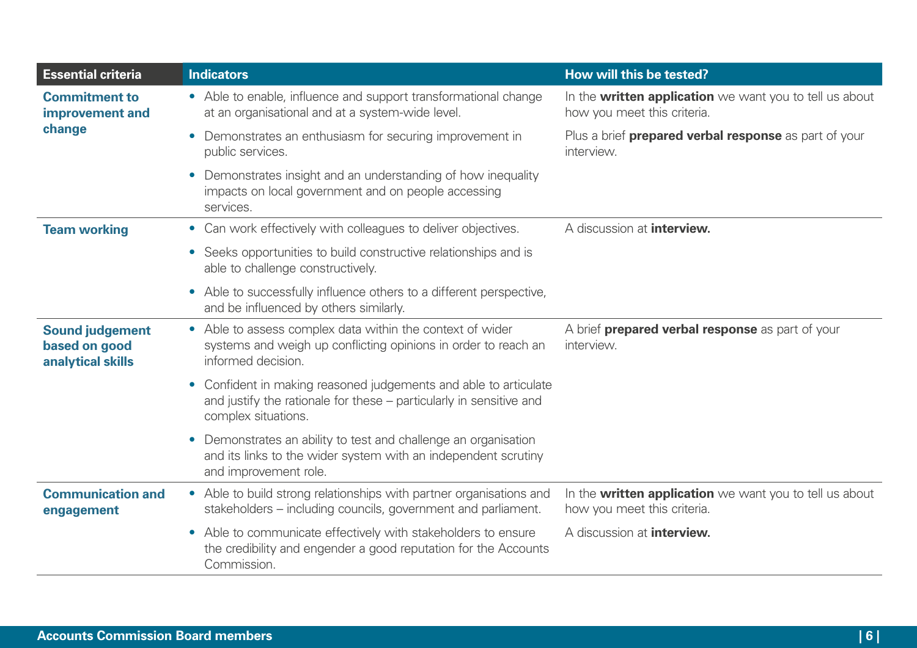| Essential criteria | Indicators | How will this be tested? |
|---|---|---|
| **Commitment to improvement and change** | • Able to enable, influence and support transformational change at an organisational and at a system-wide level.<br>• Demonstrates an enthusiasm for securing improvement in public services.<br>• Demonstrates insight and an understanding of how inequality impacts on local government and on people accessing services. | In the **written application** we want you to tell us about how you meet this criteria.<br>Plus a brief **prepared verbal response** as part of your interview. |
| **Team working** | • Can work effectively with colleagues to deliver objectives.<br>• Seeks opportunities to build constructive relationships and is able to challenge constructively.<br>• Able to successfully influence others to a different perspective, and be influenced by others similarly. | A discussion at **interview.** |
| **Sound judgement based on good analytical skills** | • Able to assess complex data within the context of wider systems and weigh up conflicting opinions in order to reach an informed decision.<br>• Confident in making reasoned judgements and able to articulate and justify the rationale for these – particularly in sensitive and complex situations.<br>• Demonstrates an ability to test and challenge an organisation and its links to the wider system with an independent scrutiny and improvement role. | A brief **prepared verbal response** as part of your interview. |
| **Communication and engagement** | • Able to build strong relationships with partner organisations and stakeholders – including councils, government and parliament.<br>• Able to communicate effectively with stakeholders to ensure the credibility and engender a good reputation for the Accounts Commission. | In the **written application** we want you to tell us about how you meet this criteria.<br>A discussion at **interview.** |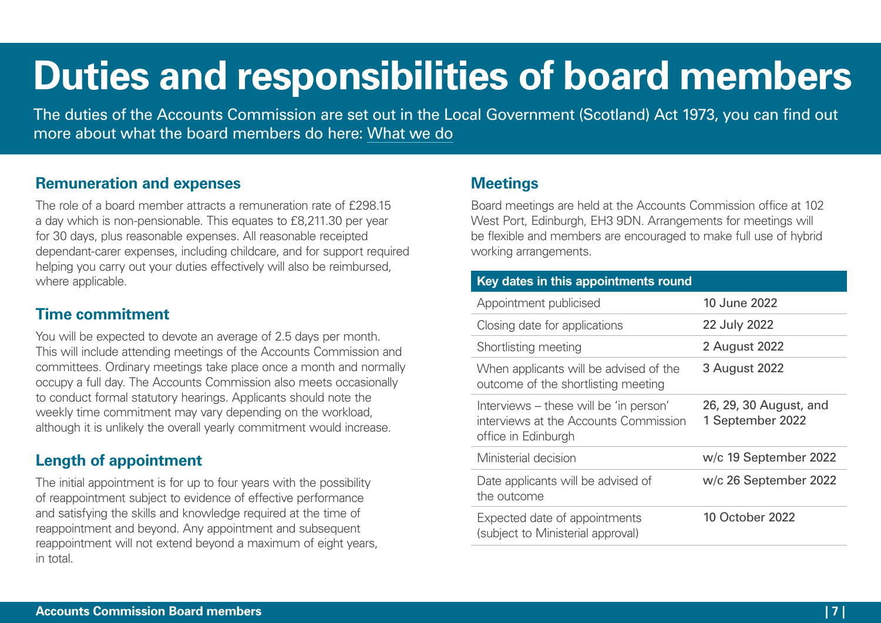# Duties and responsibilities of board members

The duties of the Accounts Commission are set out in the Local Government (Scotland) Act 1973, you can find out more about what the board members do here: What we do

## Remuneration and expenses

The role of a board member attracts a remuneration rate of £298.15 a day which is non-pensionable. This equates to £8,211.30 per year for 30 days, plus reasonable expenses. All reasonable receipted dependant-carer expenses, including childcare, and for support required helping you carry out your duties effectively will also be reimbursed, where applicable.

## Time commitment

You will be expected to devote an average of 2.5 days per month. This will include attending meetings of the Accounts Commission and committees. Ordinary meetings take place once a month and normally occupy a full day. The Accounts Commission also meets occasionally to conduct formal statutory hearings. Applicants should note the weekly time commitment may vary depending on the workload, although it is unlikely the overall yearly commitment would increase.

## Length of appointment

The initial appointment is for up to four years with the possibility of reappointment subject to evidence of effective performance and satisfying the skills and knowledge required at the time of reappointment and beyond. Any appointment and subsequent reappointment will not extend beyond a maximum of eight years, in total.

## Meetings

Board meetings are held at the Accounts Commission office at 102 West Port, Edinburgh, EH3 9DN. Arrangements for meetings will be flexible and members are encouraged to make full use of hybrid working arrangements.

| Key dates in this appointments round | |
|---|---|
| Appointment publicised | 10 June 2022 |
| Closing date for applications | 22 July 2022 |
| Shortlisting meeting | 2 August 2022 |
| When applicants will be advised of the outcome of the shortlisting meeting | 3 August 2022 |
| Interviews – these will be 'in person' interviews at the Accounts Commission office in Edinburgh | 26, 29, 30 August, and 1 September 2022 |
| Ministerial decision | w/c 19 September 2022 |
| Date applicants will be advised of the outcome | w/c 26 September 2022 |
| Expected date of appointments (subject to Ministerial approval) | 10 October 2022 |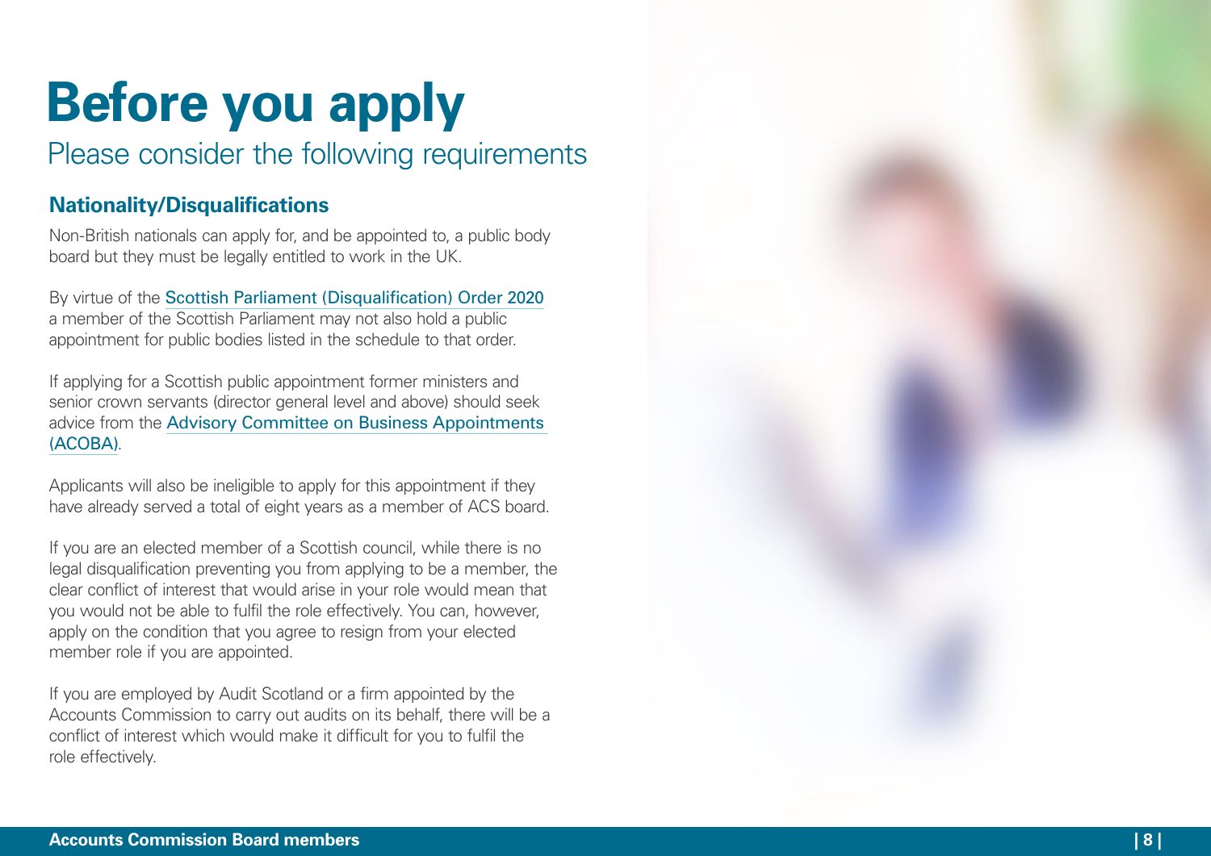# Before you apply

Please consider the following requirements

## Nationality/Disqualifications

Non-British nationals can apply for, and be appointed to, a public body board but they must be legally entitled to work in the UK.

By virtue of the Scottish Parliament (Disqualification) Order 2020 a member of the Scottish Parliament may not also hold a public appointment for public bodies listed in the schedule to that order.

If applying for a Scottish public appointment former ministers and senior crown servants (director general level and above) should seek advice from the Advisory Committee on Business Appointments (ACOBA).

Applicants will also be ineligible to apply for this appointment if they have already served a total of eight years as a member of ACS board.

If you are an elected member of a Scottish council, while there is no legal disqualification preventing you from applying to be a member, the clear conflict of interest that would arise in your role would mean that you would not be able to fulfil the role effectively. You can, however, apply on the condition that you agree to resign from your elected member role if you are appointed.

If you are employed by Audit Scotland or a firm appointed by the Accounts Commission to carry out audits on its behalf, there will be a conflict of interest which would make it difficult for you to fulfil the role effectively.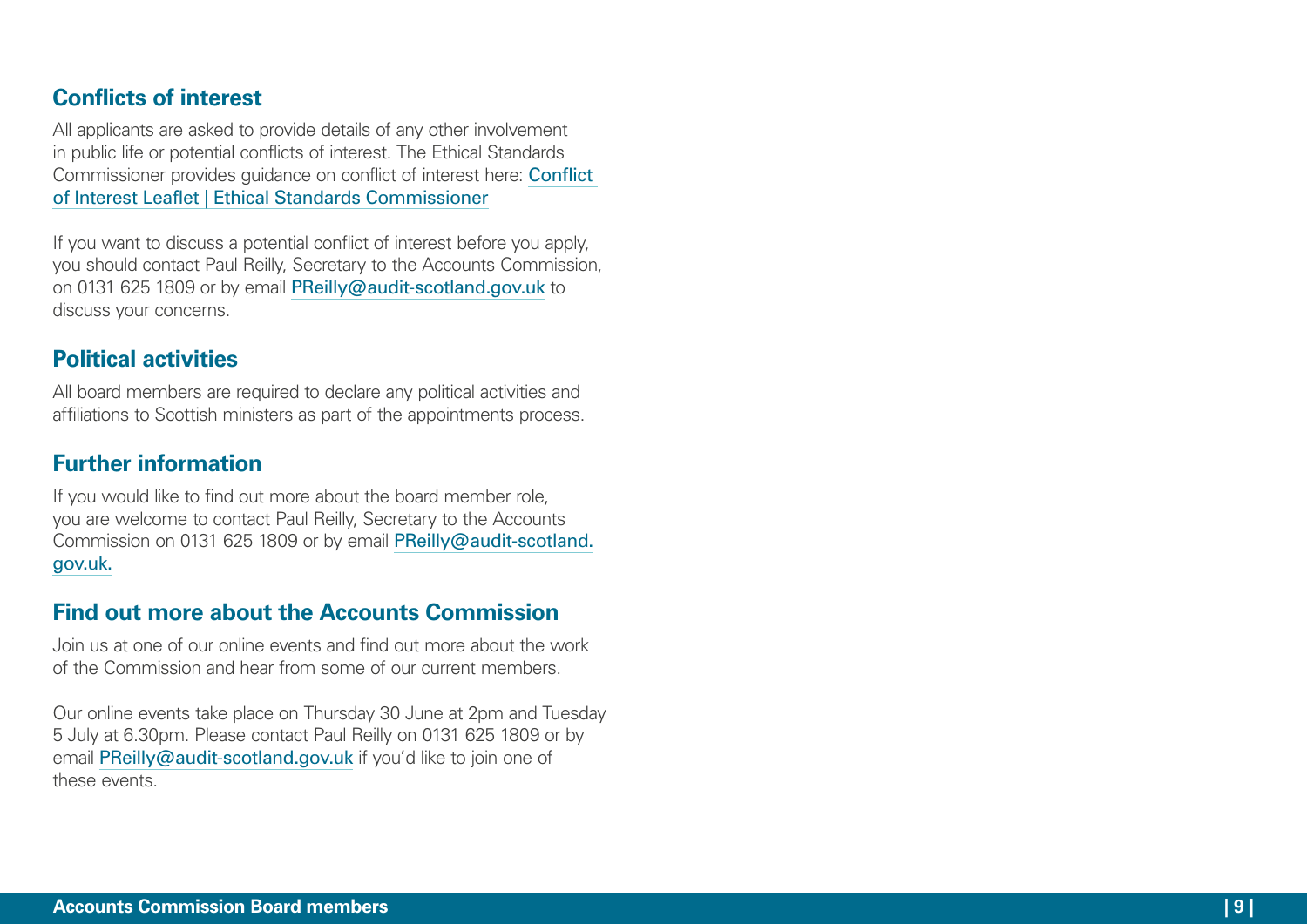## Conflicts of interest

All applicants are asked to provide details of any other involvement in public life or potential conflicts of interest. The Ethical Standards Commissioner provides guidance on conflict of interest here: Conflict of Interest Leaflet | Ethical Standards Commissioner

If you want to discuss a potential conflict of interest before you apply, you should contact Paul Reilly, Secretary to the Accounts Commission, on 0131 625 1809 or by email PReilly@audit-scotland.gov.uk to discuss your concerns.

## Political activities

All board members are required to declare any political activities and affiliations to Scottish ministers as part of the appointments process.

## Further information

If you would like to find out more about the board member role, you are welcome to contact Paul Reilly, Secretary to the Accounts Commission on 0131 625 1809 or by email PReilly@audit-scotland.gov.uk.

## Find out more about the Accounts Commission

Join us at one of our online events and find out more about the work of the Commission and hear from some of our current members.

Our online events take place on Thursday 30 June at 2pm and Tuesday 5 July at 6.30pm. Please contact Paul Reilly on 0131 625 1809 or by email PReilly@audit-scotland.gov.uk if you'd like to join one of these events.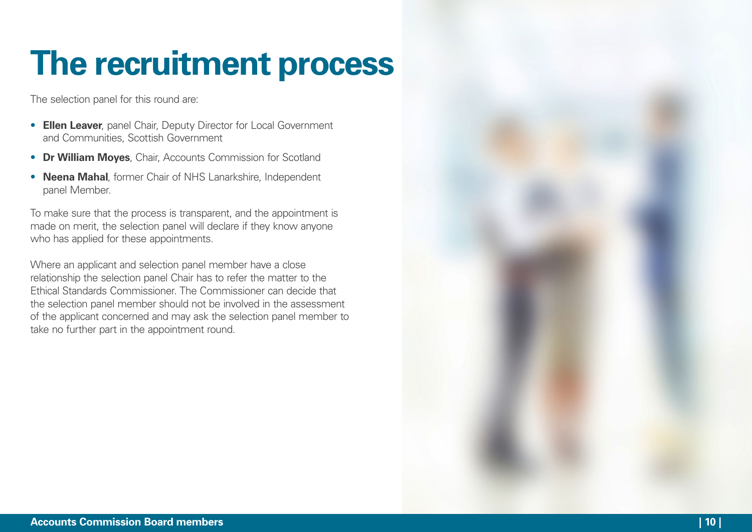# The recruitment process

The selection panel for this round are:

- **Ellen Leaver**, panel Chair, Deputy Director for Local Government and Communities, Scottish Government
- **Dr William Moyes**, Chair, Accounts Commission for Scotland
- **Neena Mahal**, former Chair of NHS Lanarkshire, Independent panel Member.

To make sure that the process is transparent, and the appointment is made on merit, the selection panel will declare if they know anyone who has applied for these appointments.

Where an applicant and selection panel member have a close relationship the selection panel Chair has to refer the matter to the Ethical Standards Commissioner. The Commissioner can decide that the selection panel member should not be involved in the assessment of the applicant concerned and may ask the selection panel member to take no further part in the appointment round.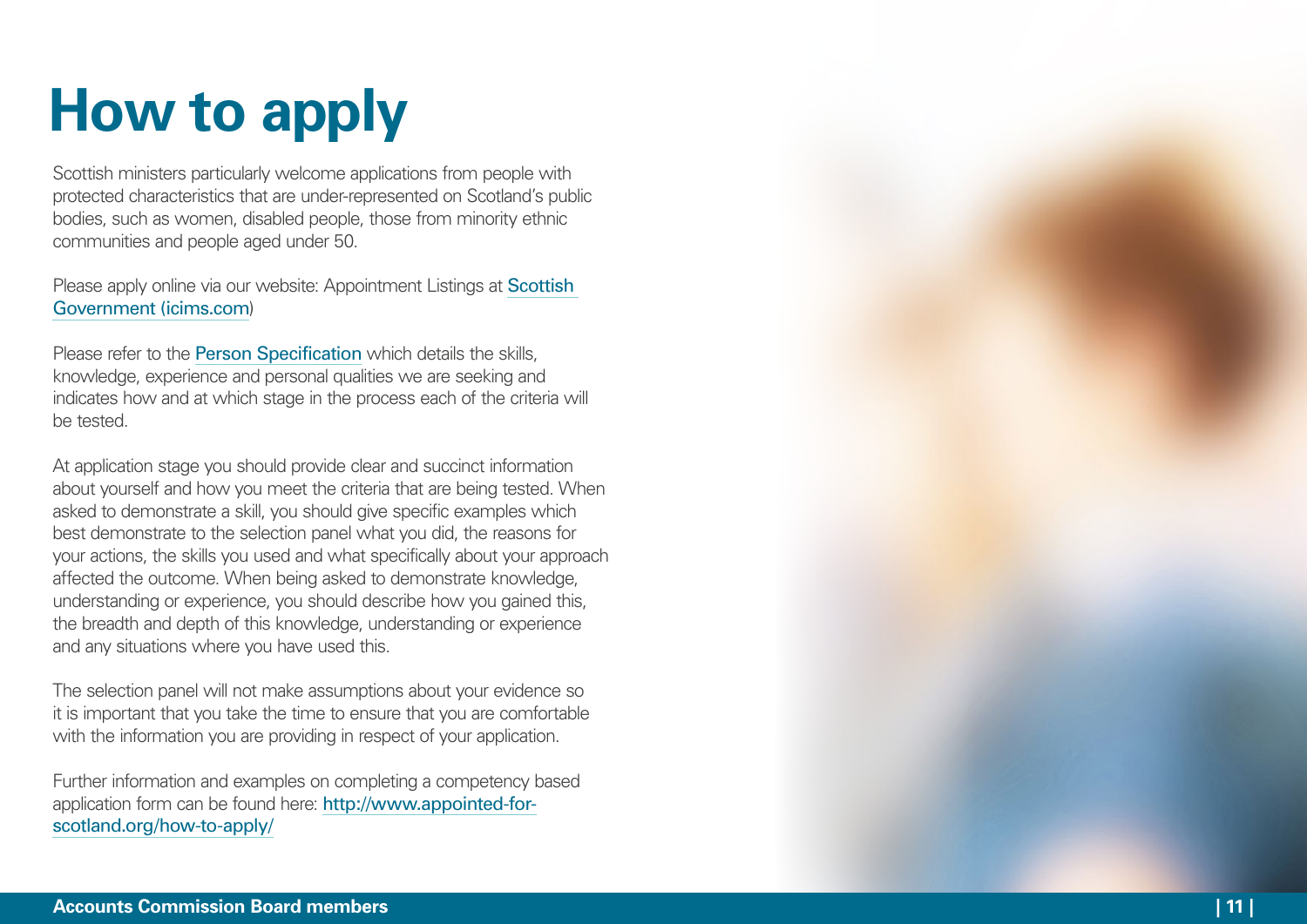# How to apply

Scottish ministers particularly welcome applications from people with protected characteristics that are under-represented on Scotland's public bodies, such as women, disabled people, those from minority ethnic communities and people aged under 50.

Please apply online via our website: Appointment Listings at Scottish Government (icims.com)

Please refer to the Person Specification which details the skills, knowledge, experience and personal qualities we are seeking and indicates how and at which stage in the process each of the criteria will be tested.

At application stage you should provide clear and succinct information about yourself and how you meet the criteria that are being tested. When asked to demonstrate a skill, you should give specific examples which best demonstrate to the selection panel what you did, the reasons for your actions, the skills you used and what specifically about your approach affected the outcome. When being asked to demonstrate knowledge, understanding or experience, you should describe how you gained this, the breadth and depth of this knowledge, understanding or experience and any situations where you have used this.

The selection panel will not make assumptions about your evidence so it is important that you take the time to ensure that you are comfortable with the information you are providing in respect of your application.

Further information and examples on completing a competency based application form can be found here: http://www.appointed-for-scotland.org/how-to-apply/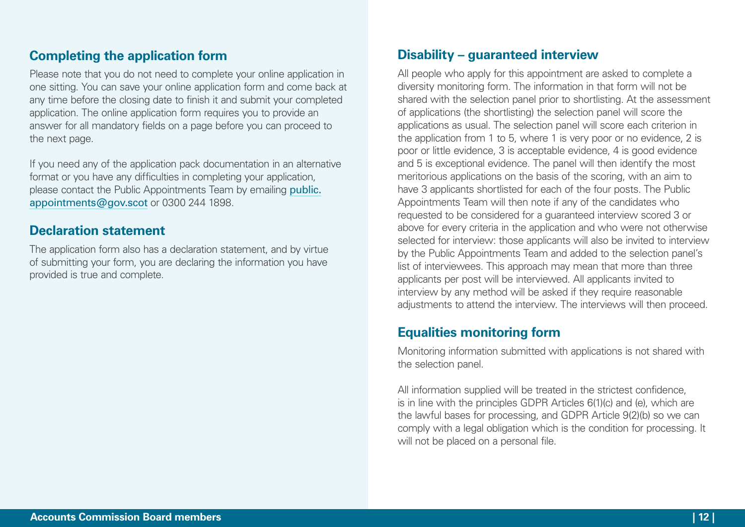## Completing the application form

Please note that you do not need to complete your online application in one sitting. You can save your online application form and come back at any time before the closing date to finish it and submit your completed application. The online application form requires you to provide an answer for all mandatory fields on a page before you can proceed to the next page.

If you need any of the application pack documentation in an alternative format or you have any difficulties in completing your application, please contact the Public Appointments Team by emailing public.appointments@gov.scot or 0300 244 1898.

## Declaration statement

The application form also has a declaration statement, and by virtue of submitting your form, you are declaring the information you have provided is true and complete.

## Disability – guaranteed interview

All people who apply for this appointment are asked to complete a diversity monitoring form. The information in that form will not be shared with the selection panel prior to shortlisting. At the assessment of applications (the shortlisting) the selection panel will score the applications as usual. The selection panel will score each criterion in the application from 1 to 5, where 1 is very poor or no evidence, 2 is poor or little evidence, 3 is acceptable evidence, 4 is good evidence and 5 is exceptional evidence. The panel will then identify the most meritorious applications on the basis of the scoring, with an aim to have 3 applicants shortlisted for each of the four posts. The Public Appointments Team will then note if any of the candidates who requested to be considered for a guaranteed interview scored 3 or above for every criteria in the application and who were not otherwise selected for interview: those applicants will also be invited to interview by the Public Appointments Team and added to the selection panel's list of interviewees. This approach may mean that more than three applicants per post will be interviewed. All applicants invited to interview by any method will be asked if they require reasonable adjustments to attend the interview. The interviews will then proceed.

## Equalities monitoring form

Monitoring information submitted with applications is not shared with the selection panel.

All information supplied will be treated in the strictest confidence, is in line with the principles GDPR Articles 6(1)(c) and (e), which are the lawful bases for processing, and GDPR Article 9(2)(b) so we can comply with a legal obligation which is the condition for processing. It will not be placed on a personal file.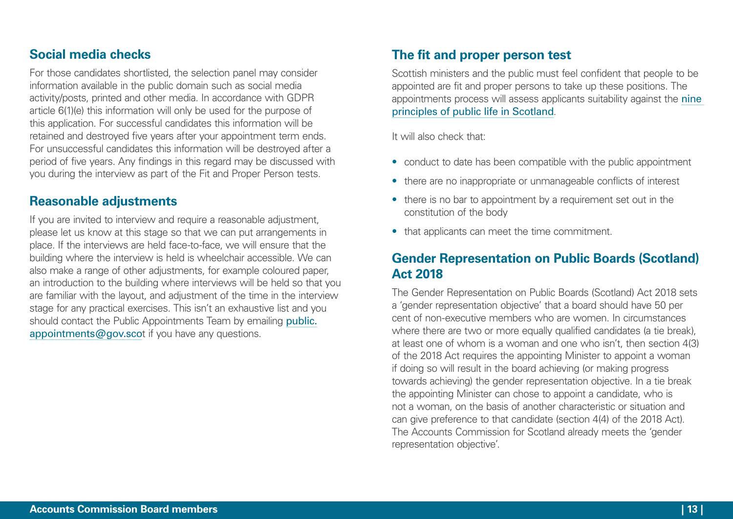## Social media checks

For those candidates shortlisted, the selection panel may consider information available in the public domain such as social media activity/posts, printed and other media. In accordance with GDPR article 6(1)(e) this information will only be used for the purpose of this application. For successful candidates this information will be retained and destroyed five years after your appointment term ends. For unsuccessful candidates this information will be destroyed after a period of five years. Any findings in this regard may be discussed with you during the interview as part of the Fit and Proper Person tests.

## Reasonable adjustments

If you are invited to interview and require a reasonable adjustment, please let us know at this stage so that we can put arrangements in place. If the interviews are held face-to-face, we will ensure that the building where the interview is held is wheelchair accessible. We can also make a range of other adjustments, for example coloured paper, an introduction to the building where interviews will be held so that you are familiar with the layout, and adjustment of the time in the interview stage for any practical exercises. This isn't an exhaustive list and you should contact the Public Appointments Team by emailing public.appointments@gov.scot if you have any questions.

## The fit and proper person test

Scottish ministers and the public must feel confident that people to be appointed are fit and proper persons to take up these positions. The appointments process will assess applicants suitability against the nine principles of public life in Scotland.

It will also check that:

- conduct to date has been compatible with the public appointment
- there are no inappropriate or unmanageable conflicts of interest
- there is no bar to appointment by a requirement set out in the constitution of the body
- that applicants can meet the time commitment.

## Gender Representation on Public Boards (Scotland) Act 2018

The Gender Representation on Public Boards (Scotland) Act 2018 sets a 'gender representation objective' that a board should have 50 per cent of non-executive members who are women. In circumstances where there are two or more equally qualified candidates (a tie break), at least one of whom is a woman and one who isn't, then section 4(3) of the 2018 Act requires the appointing Minister to appoint a woman if doing so will result in the board achieving (or making progress towards achieving) the gender representation objective. In a tie break the appointing Minister can chose to appoint a candidate, who is not a woman, on the basis of another characteristic or situation and can give preference to that candidate (section 4(4) of the 2018 Act). The Accounts Commission for Scotland already meets the 'gender representation objective'.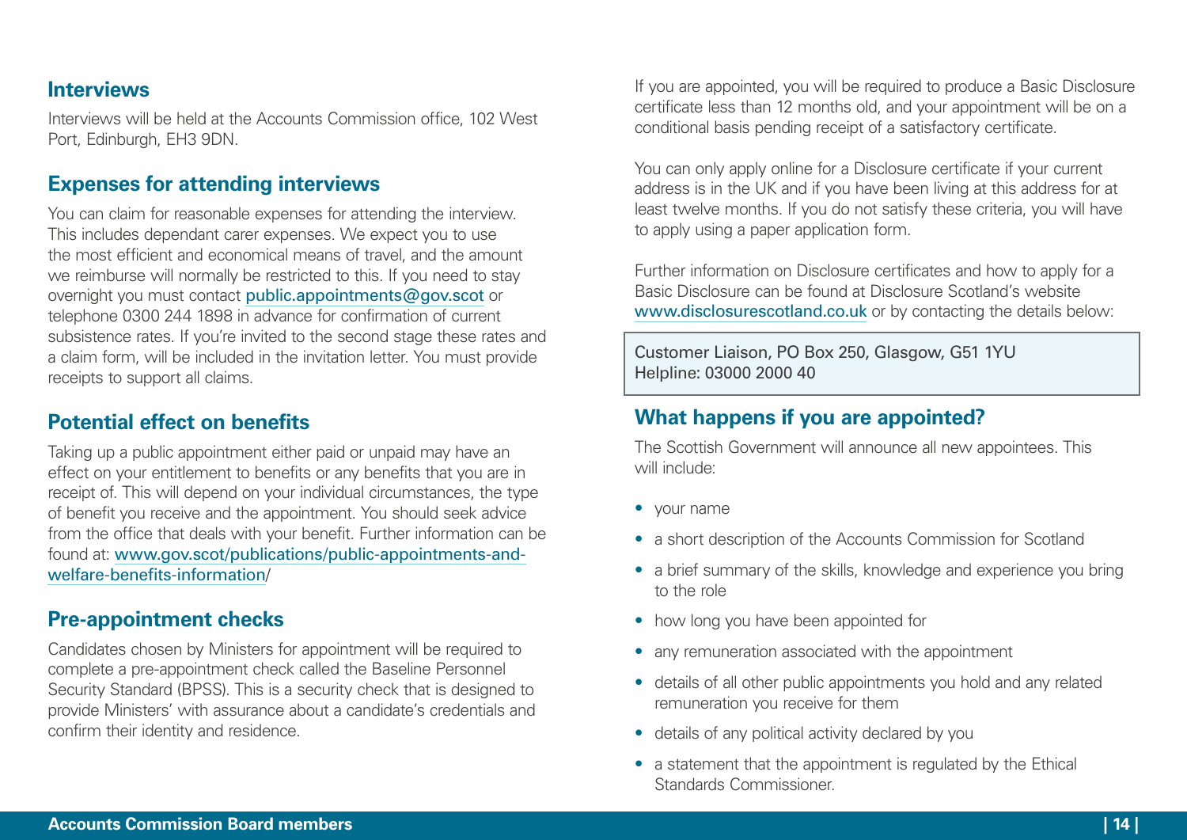## Interviews

Interviews will be held at the Accounts Commission office, 102 West Port, Edinburgh, EH3 9DN.

## Expenses for attending interviews

You can claim for reasonable expenses for attending the interview. This includes dependant carer expenses. We expect you to use the most efficient and economical means of travel, and the amount we reimburse will normally be restricted to this. If you need to stay overnight you must contact public.appointments@gov.scot or telephone 0300 244 1898 in advance for confirmation of current subsistence rates. If you're invited to the second stage these rates and a claim form, will be included in the invitation letter. You must provide receipts to support all claims.

## Potential effect on benefits

Taking up a public appointment either paid or unpaid may have an effect on your entitlement to benefits or any benefits that you are in receipt of. This will depend on your individual circumstances, the type of benefit you receive and the appointment. You should seek advice from the office that deals with your benefit. Further information can be found at: www.gov.scot/publications/public-appointments-and-welfare-benefits-information/

## Pre-appointment checks

Candidates chosen by Ministers for appointment will be required to complete a pre-appointment check called the Baseline Personnel Security Standard (BPSS). This is a security check that is designed to provide Ministers' with assurance about a candidate's credentials and confirm their identity and residence.

If you are appointed, you will be required to produce a Basic Disclosure certificate less than 12 months old, and your appointment will be on a conditional basis pending receipt of a satisfactory certificate.

You can only apply online for a Disclosure certificate if your current address is in the UK and if you have been living at this address for at least twelve months. If you do not satisfy these criteria, you will have to apply using a paper application form.

Further information on Disclosure certificates and how to apply for a Basic Disclosure can be found at Disclosure Scotland's website www.disclosurescotland.co.uk or by contacting the details below:

Customer Liaison, PO Box 250, Glasgow, G51 1YU
Helpline: 03000 2000 40

## What happens if you are appointed?

The Scottish Government will announce all new appointees. This will include:

- your name
- a short description of the Accounts Commission for Scotland
- a brief summary of the skills, knowledge and experience you bring to the role
- how long you have been appointed for
- any remuneration associated with the appointment
- details of all other public appointments you hold and any related remuneration you receive for them
- details of any political activity declared by you
- a statement that the appointment is regulated by the Ethical Standards Commissioner.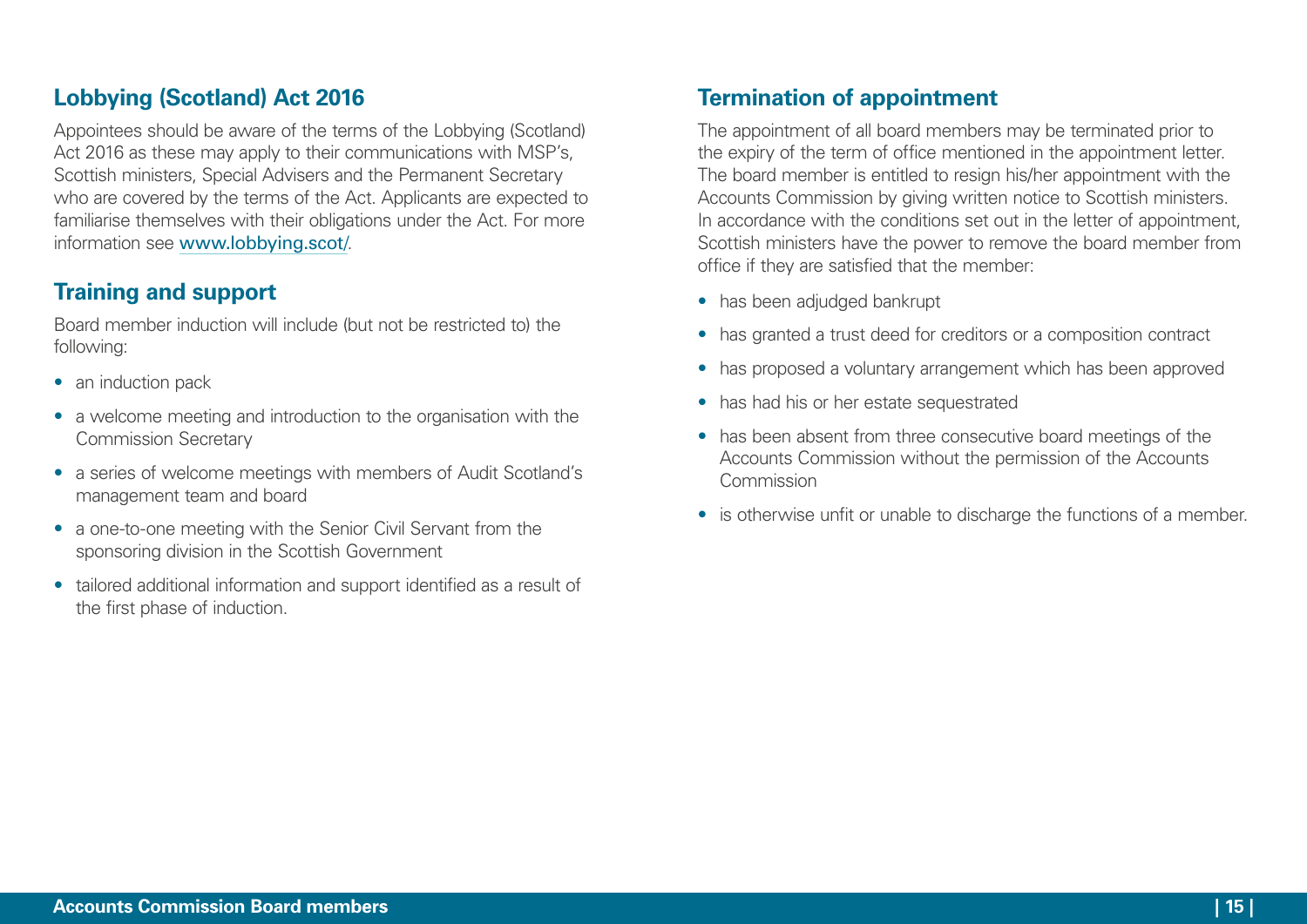## Lobbying (Scotland) Act 2016

Appointees should be aware of the terms of the Lobbying (Scotland) Act 2016 as these may apply to their communications with MSP's, Scottish ministers, Special Advisers and the Permanent Secretary who are covered by the terms of the Act. Applicants are expected to familiarise themselves with their obligations under the Act. For more information see www.lobbying.scot/.

## Training and support

Board member induction will include (but not be restricted to) the following:

- an induction pack
- a welcome meeting and introduction to the organisation with the Commission Secretary
- a series of welcome meetings with members of Audit Scotland's management team and board
- a one-to-one meeting with the Senior Civil Servant from the sponsoring division in the Scottish Government
- tailored additional information and support identified as a result of the first phase of induction.

## Termination of appointment

The appointment of all board members may be terminated prior to the expiry of the term of office mentioned in the appointment letter. The board member is entitled to resign his/her appointment with the Accounts Commission by giving written notice to Scottish ministers. In accordance with the conditions set out in the letter of appointment, Scottish ministers have the power to remove the board member from office if they are satisfied that the member:

- has been adjudged bankrupt
- has granted a trust deed for creditors or a composition contract
- has proposed a voluntary arrangement which has been approved
- has had his or her estate sequestrated
- has been absent from three consecutive board meetings of the Accounts Commission without the permission of the Accounts Commission
- is otherwise unfit or unable to discharge the functions of a member.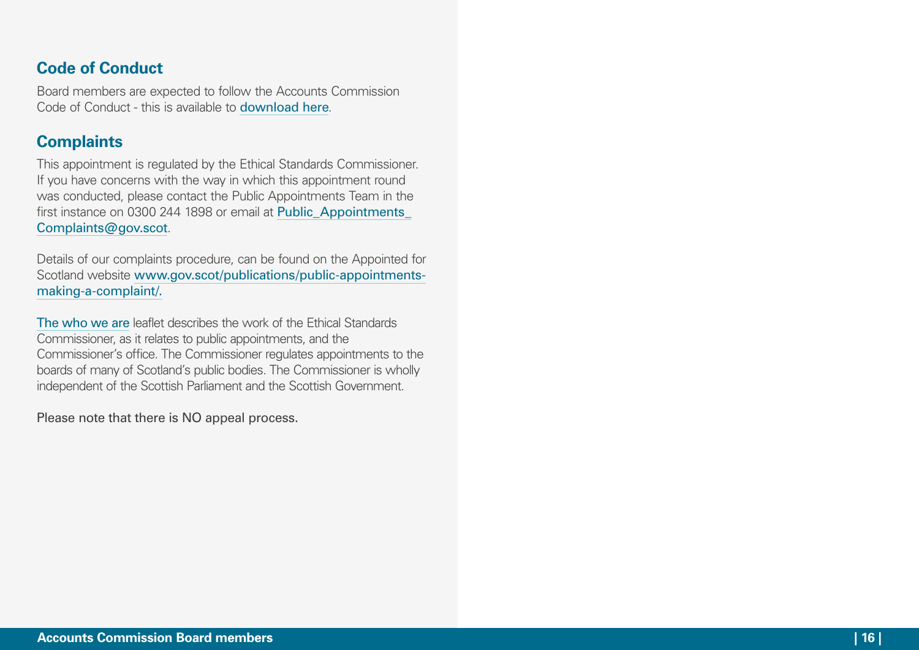## Code of Conduct

Board members are expected to follow the Accounts Commission Code of Conduct - this is available to download here.

## Complaints

This appointment is regulated by the Ethical Standards Commissioner. If you have concerns with the way in which this appointment round was conducted, please contact the Public Appointments Team in the first instance on 0300 244 1898 or email at Public_Appointments_Complaints@gov.scot.

Details of our complaints procedure, can be found on the Appointed for Scotland website www.gov.scot/publications/public-appointments-making-a-complaint/.

The who we are leaflet describes the work of the Ethical Standards Commissioner, as it relates to public appointments, and the Commissioner's office. The Commissioner regulates appointments to the boards of many of Scotland's public bodies. The Commissioner is wholly independent of the Scottish Parliament and the Scottish Government.

Please note that there is NO appeal process.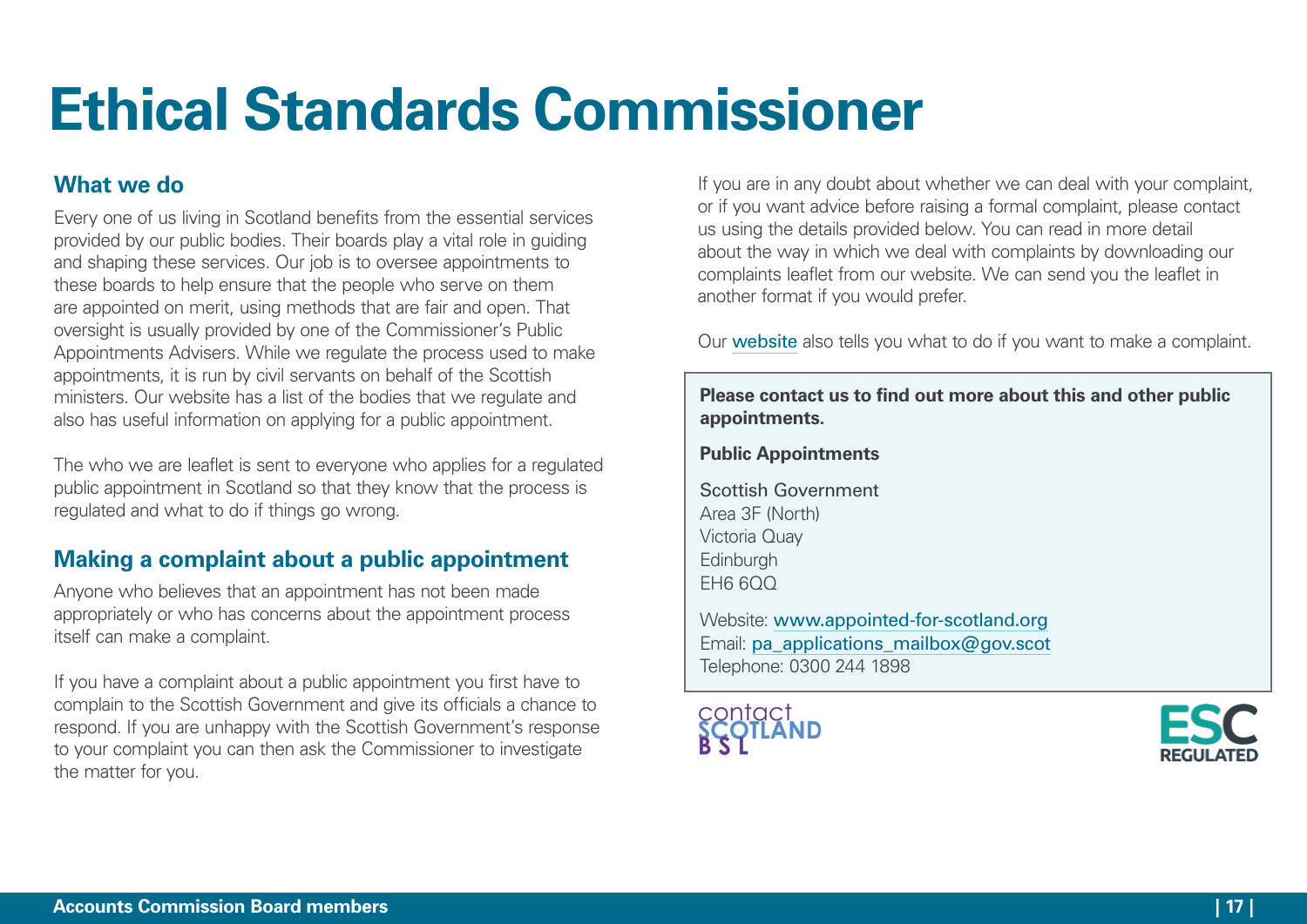# Ethical Standards Commissioner

## What we do

Every one of us living in Scotland benefits from the essential services provided by our public bodies. Their boards play a vital role in guiding and shaping these services. Our job is to oversee appointments to these boards to help ensure that the people who serve on them are appointed on merit, using methods that are fair and open. That oversight is usually provided by one of the Commissioner's Public Appointments Advisers. While we regulate the process used to make appointments, it is run by civil servants on behalf of the Scottish ministers. Our website has a list of the bodies that we regulate and also has useful information on applying for a public appointment.

The who we are leaflet is sent to everyone who applies for a regulated public appointment in Scotland so that they know that the process is regulated and what to do if things go wrong.

## Making a complaint about a public appointment

Anyone who believes that an appointment has not been made appropriately or who has concerns about the appointment process itself can make a complaint.

If you have a complaint about a public appointment you first have to complain to the Scottish Government and give its officials a chance to respond. If you are unhappy with the Scottish Government's response to your complaint you can then ask the Commissioner to investigate the matter for you.

If you are in any doubt about whether we can deal with your complaint, or if you want advice before raising a formal complaint, please contact us using the details provided below. You can read in more detail about the way in which we deal with complaints by downloading our complaints leaflet from our website. We can send you the leaflet in another format if you would prefer.

Our website also tells you what to do if you want to make a complaint.

**Please contact us to find out more about this and other public appointments.**

**Public Appointments**

Scottish Government
Area 3F (North)
Victoria Quay
Edinburgh
EH6 6QQ

Website: www.appointed-for-scotland.org
Email: pa_applications_mailbox@gov.scot
Telephone: 0300 244 1898

contact SCOTLAND BSL

ESC REGULATED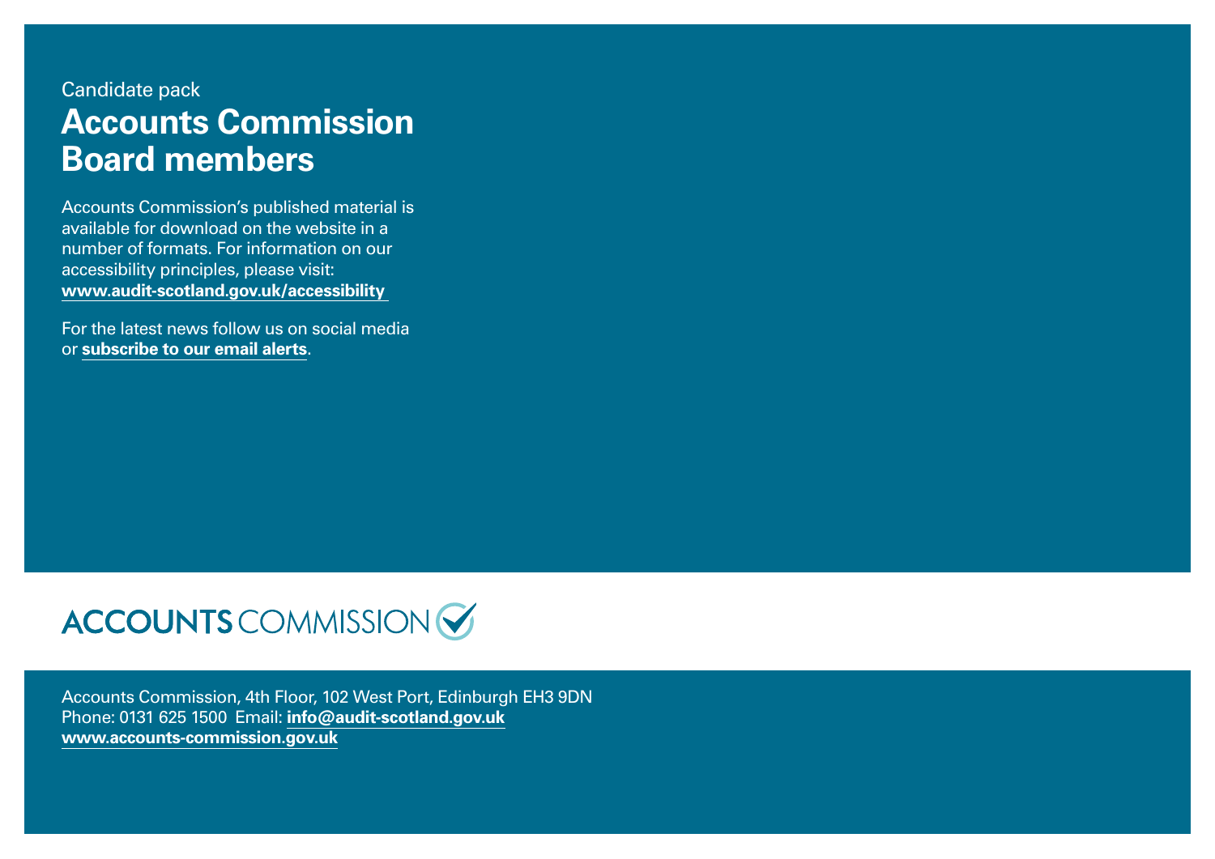Candidate pack

# Accounts Commission Board members

Accounts Commission's published material is available for download on the website in a number of formats. For information on our accessibility principles, please visit: **www.audit-scotland.gov.uk/accessibility**

For the latest news follow us on social media or **subscribe to our email alerts**.

ACCOUNTS COMMISSION

Accounts Commission, 4th Floor, 102 West Port, Edinburgh EH3 9DN
Phone: 0131 625 1500 Email: **info@audit-scotland.gov.uk**
**www.accounts-commission.gov.uk**